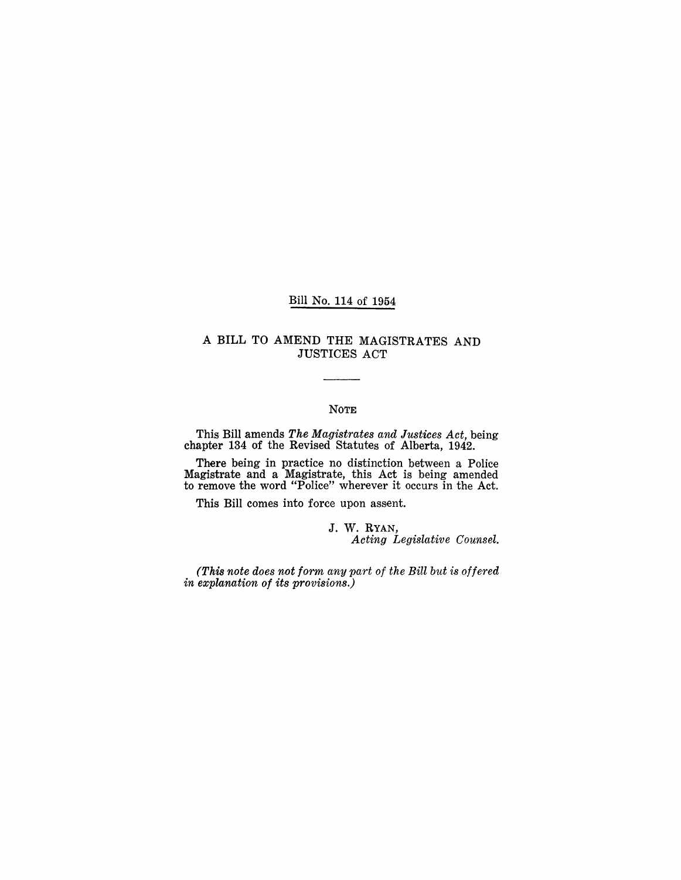Bill No. 114 of 1954

# A BILL TO AMEND THE MAGISTRATES AND JUSTICES ACT

## NOTE

This Bill amends *The Magistrates and Justices Act*, being chapter 134 of the Revised Statutes of Alberta, 1942.

There being in practice no distinction between a Police Magistrate and a Magistrate, this Act is being amended to remove the word "Police" wherever it occurs in the Act.

This Bill comes into force upon assent.

J. W. RYAN,
*Acting Legislative Counsel.*

*(This note does not form any part of the Bill but is offered in explanation of its provisions.)*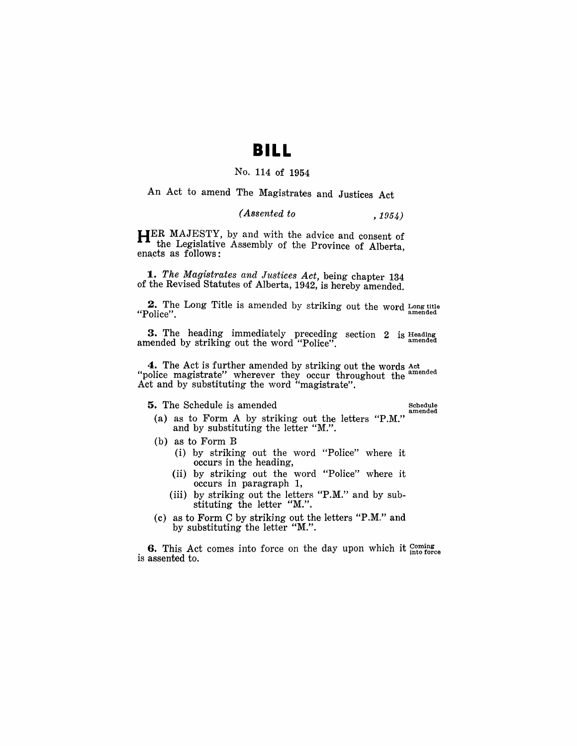# BILL

No. 114 of 1954

An Act to amend The Magistrates and Justices Act

*(Assented to , 1954)*

HER MAJESTY, by and with the advice and consent of the Legislative Assembly of the Province of Alberta, enacts as follows:

**1.** *The Magistrates and Justices Act*, being chapter 134 of the Revised Statutes of Alberta, 1942, is hereby amended.

**2.** The Long Title is amended by striking out the word "Police". *Long title amended*

**3.** The heading immediately preceding section 2 is amended by striking out the word "Police". *Heading amended*

**4.** The Act is further amended by striking out the words "police magistrate" wherever they occur throughout the Act and by substituting the word "magistrate". *Act amended*

**5.** The Schedule is amended *Schedule amended*

(a) as to Form A by striking out the letters "P.M." and by substituting the letter "M.".

(b) as to Form B

(i) by striking out the word "Police" where it occurs in the heading,

(ii) by striking out the word "Police" where it occurs in paragraph 1,

(iii) by striking out the letters "P.M." and by substituting the letter "M.".

(c) as to Form C by striking out the letters "P.M." and by substituting the letter "M.".

**6.** This Act comes into force on the day upon which it is assented to. *Coming into force*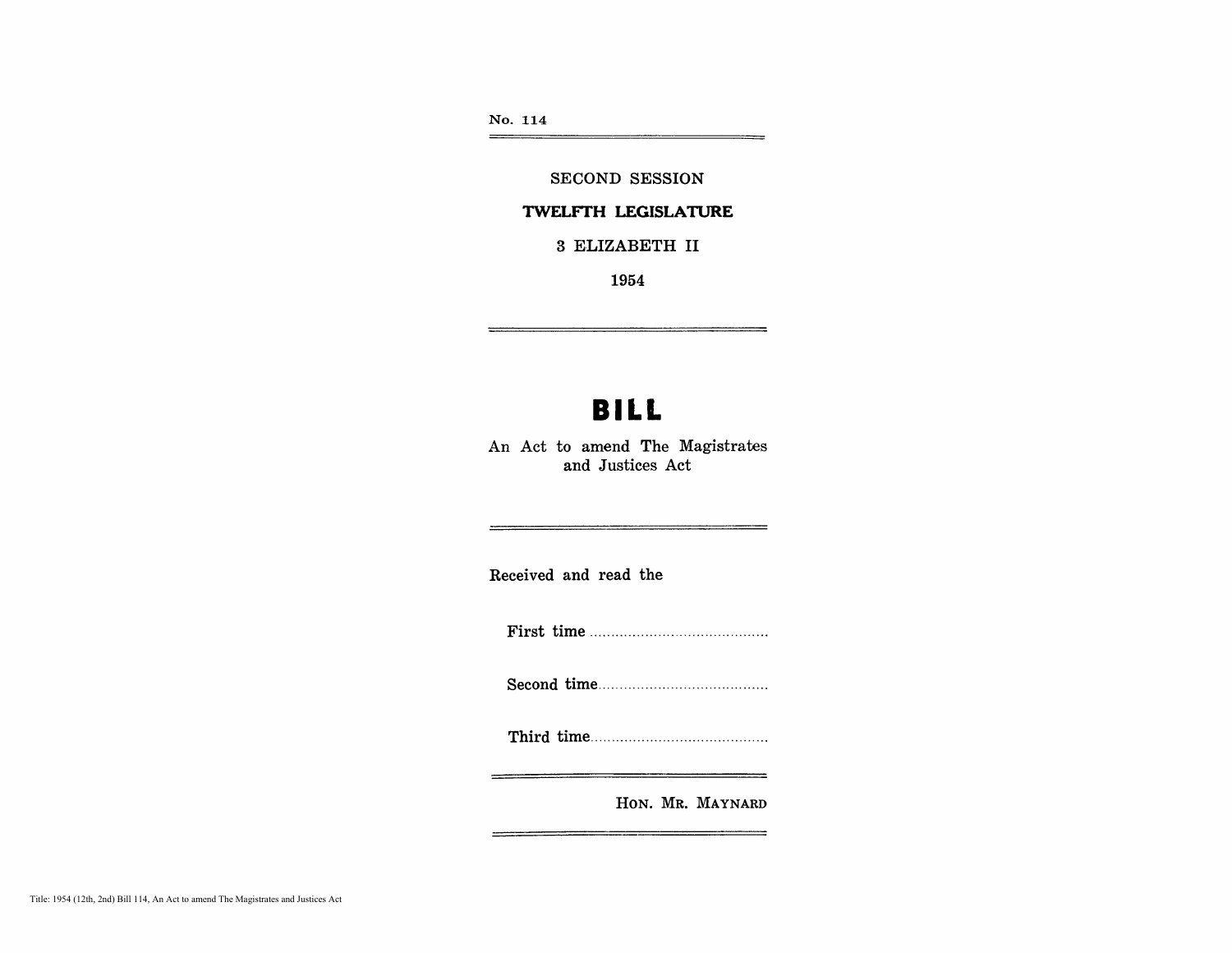No. 114

SECOND SESSION

**TWELFTH LEGISLATURE**

3 ELIZABETH II

1954

# BILL

An Act to amend The Magistrates and Justices Act

Received and read the

First time ..........................................

Second time........................................

Third time..........................................

HON. MR. MAYNARD

Title: 1954 (12th, 2nd) Bill 114, An Act to amend The Magistrates and Justices Act